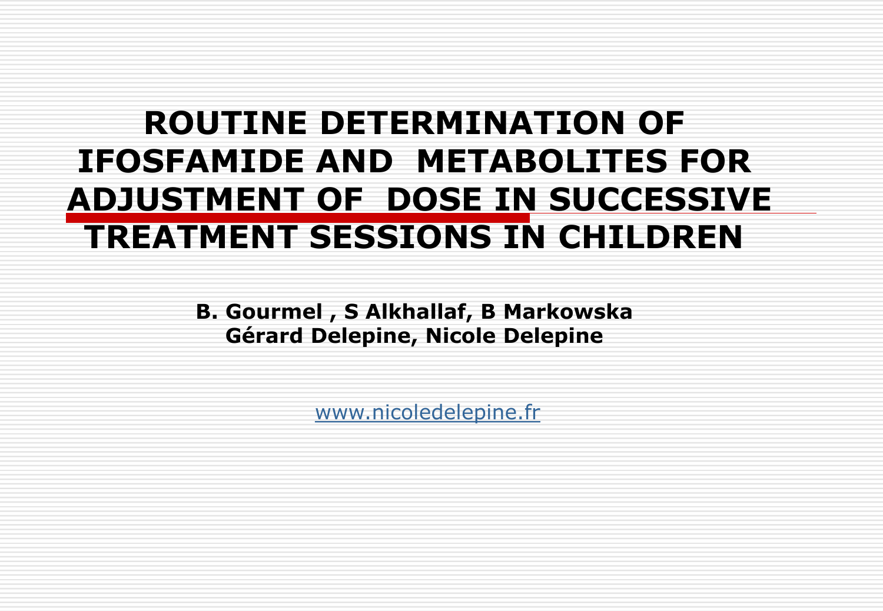# ROUTINE DETERMINATION OF IFOSFAMIDE AND METABOLITES FOR ADJUSTMENT OF DOSE IN SUCCESSIVE TREATMENT SESSIONS IN CHILDREN

**B. Gourmel , S Alkhallaf, B Markowska**
**Gérard Delepine, Nicole Delepine**

www.nicoledelepine.fr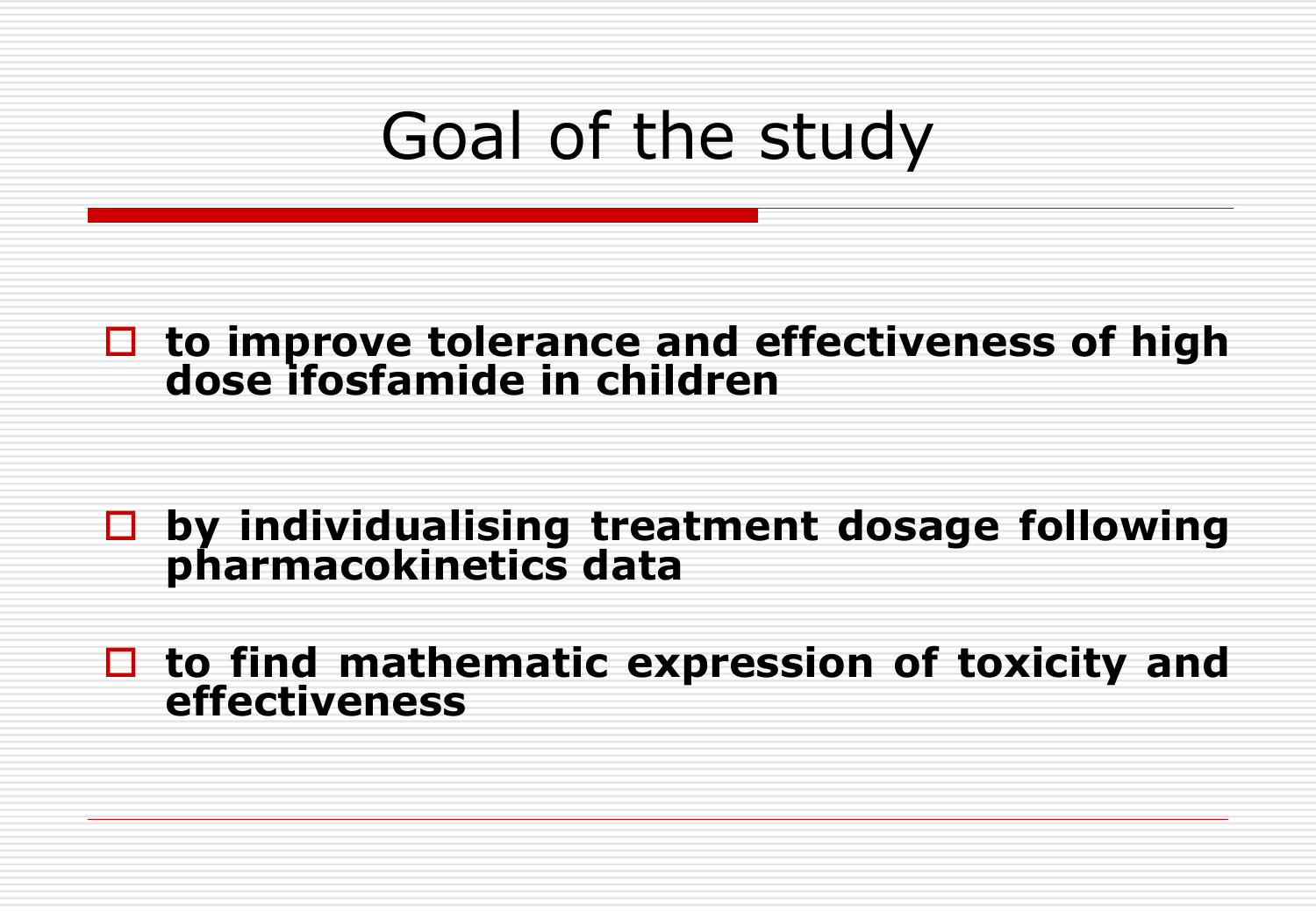# Goal of the study

- **to improve tolerance and effectiveness of high dose ifosfamide in children**

- **by individualising treatment dosage following pharmacokinetics data**

- **to find mathematic expression of toxicity and effectiveness**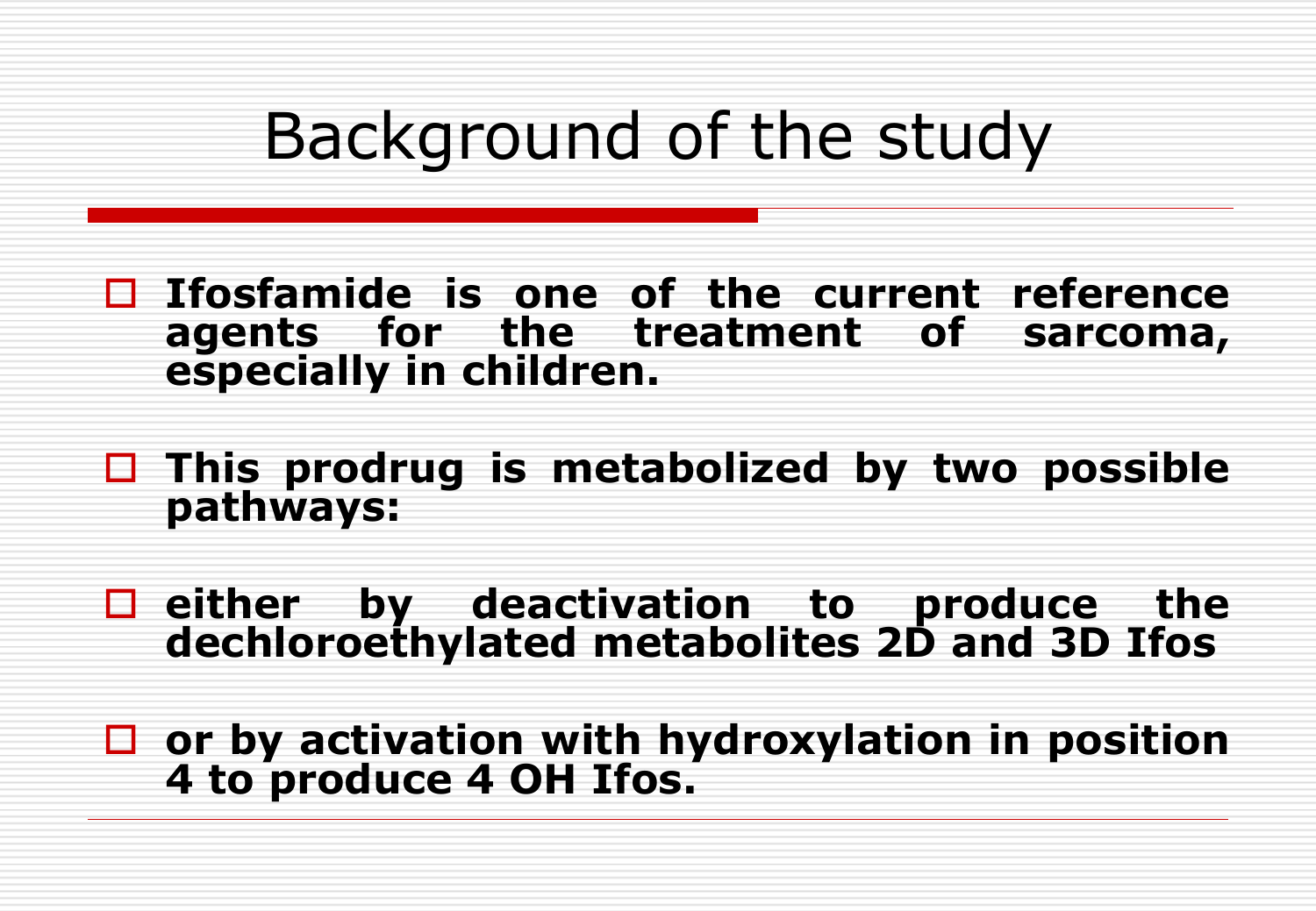# Background of the study

- **Ifosfamide is one of the current reference agents for the treatment of sarcoma, especially in children.**

- **This prodrug is metabolized by two possible pathways:**

- **either by deactivation to produce the dechloroethylated metabolites 2D and 3D Ifos**

- **or by activation with hydroxylation in position 4 to produce 4 OH Ifos.**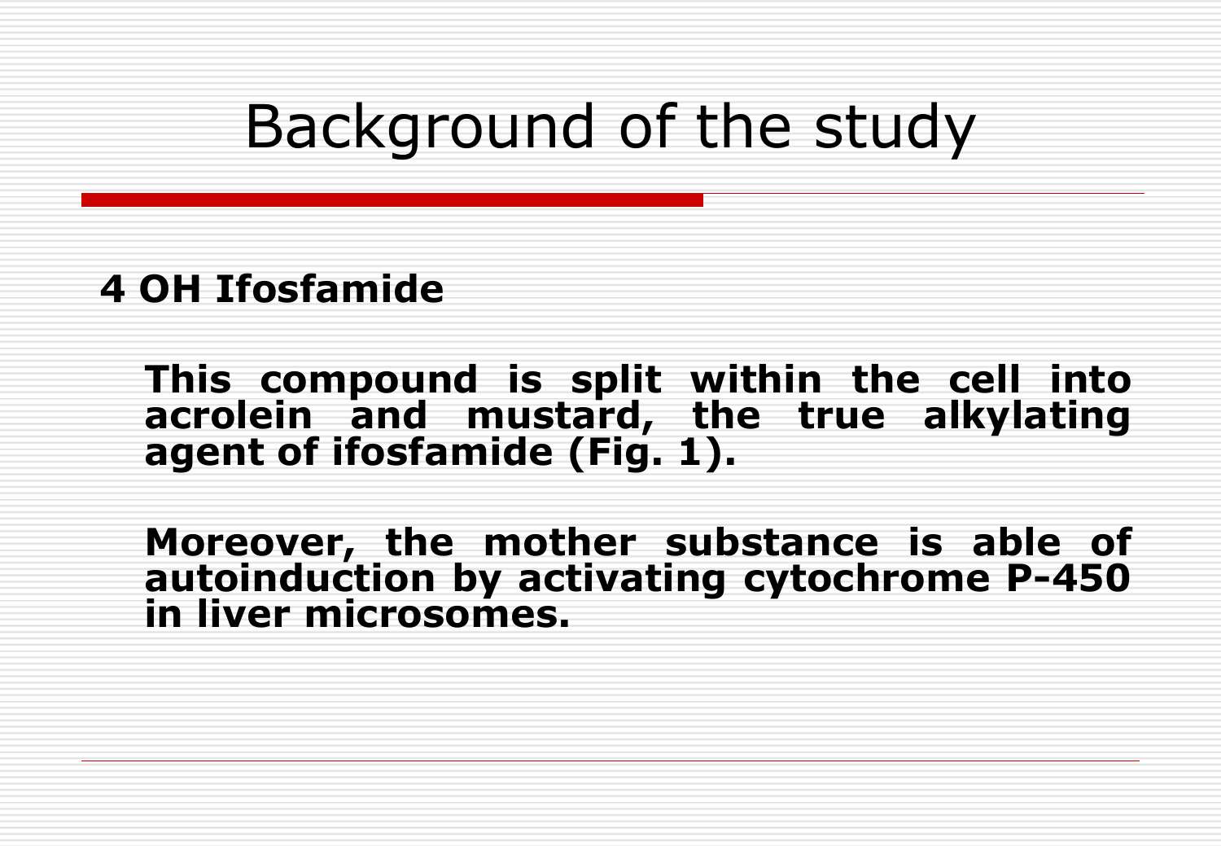# Background of the study

**4 OH Ifosfamide**

**This compound is split within the cell into acrolein and mustard, the true alkylating agent of ifosfamide (Fig. 1).**

**Moreover, the mother substance is able of autoinduction by activating cytochrome P-450 in liver microsomes.**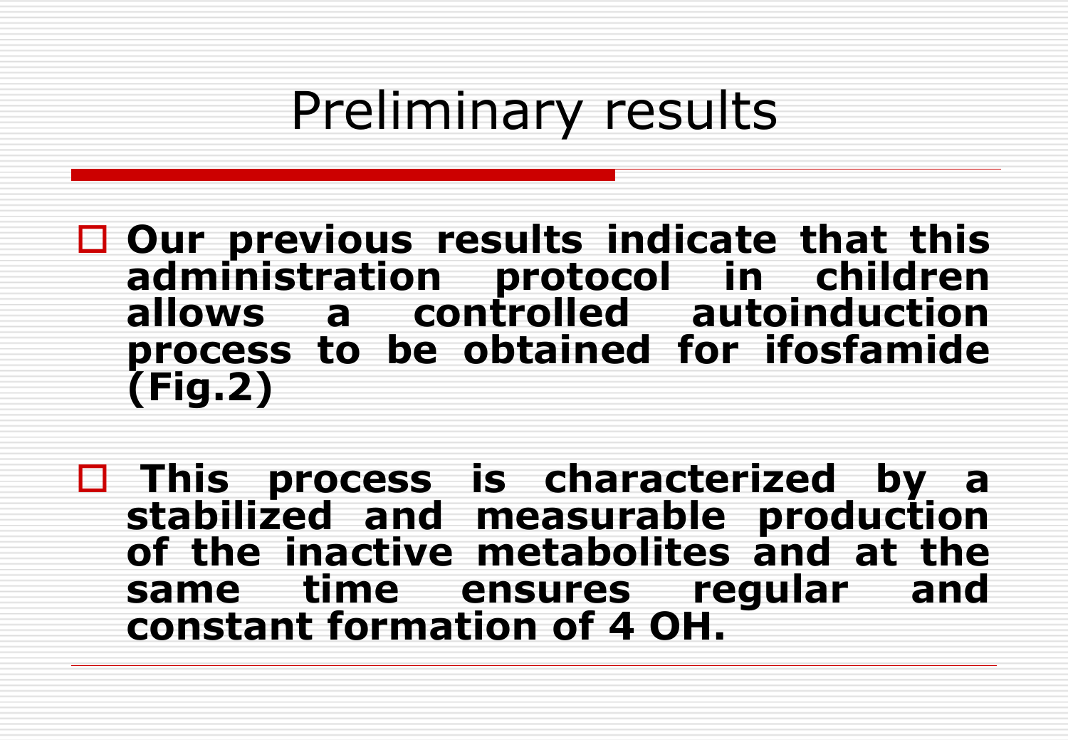# Preliminary results

- **Our previous results indicate that this administration protocol in children allows a controlled autoinduction process to be obtained for ifosfamide (Fig.2)**

- **This process is characterized by a stabilized and measurable production of the inactive metabolites and at the same time ensures regular and constant formation of 4 OH.**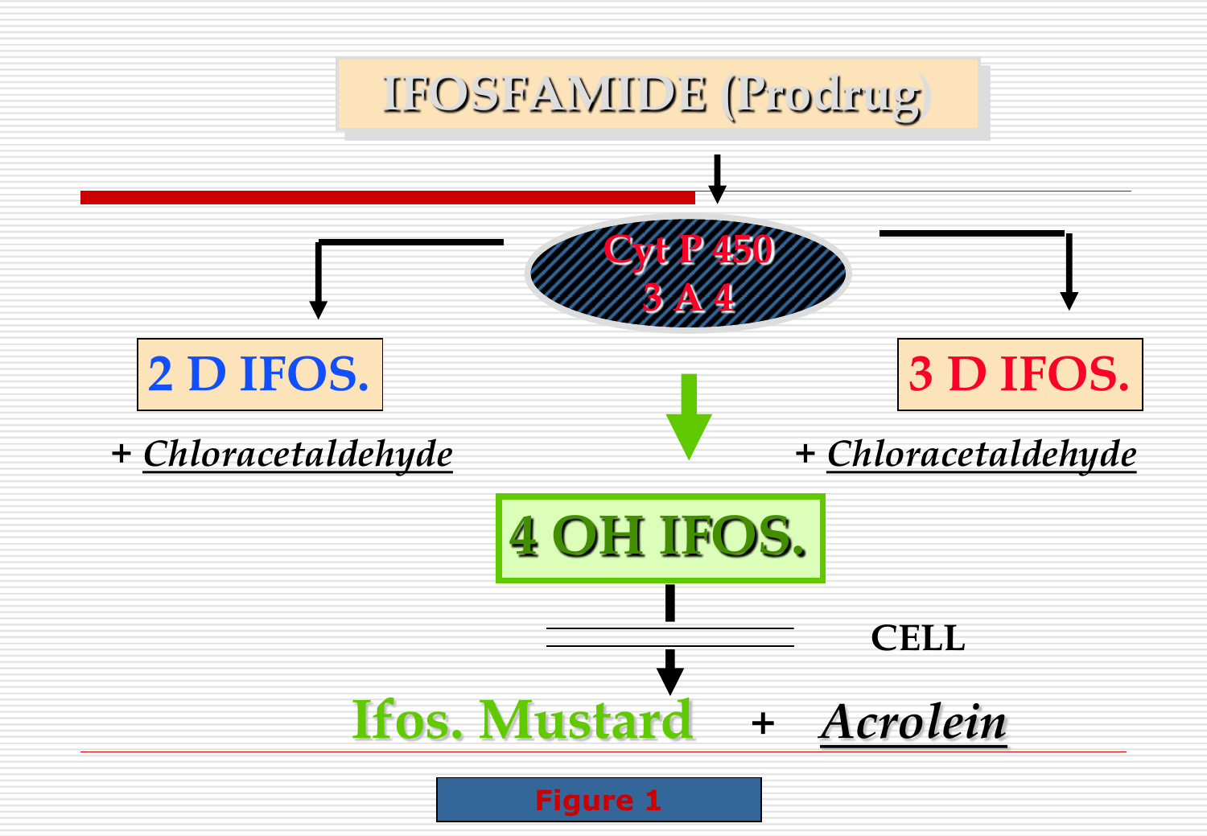# IFOSFAMIDE (Prodrug)

Cyt P 450
3 A 4

**2 D IFOS.**
+ *Chloracetaldehyde*

**3 D IFOS.**
+ *Chloracetaldehyde*

**4 OH IFOS.**

CELL

**Ifos. Mustard** + ***Acrolein***

Figure 1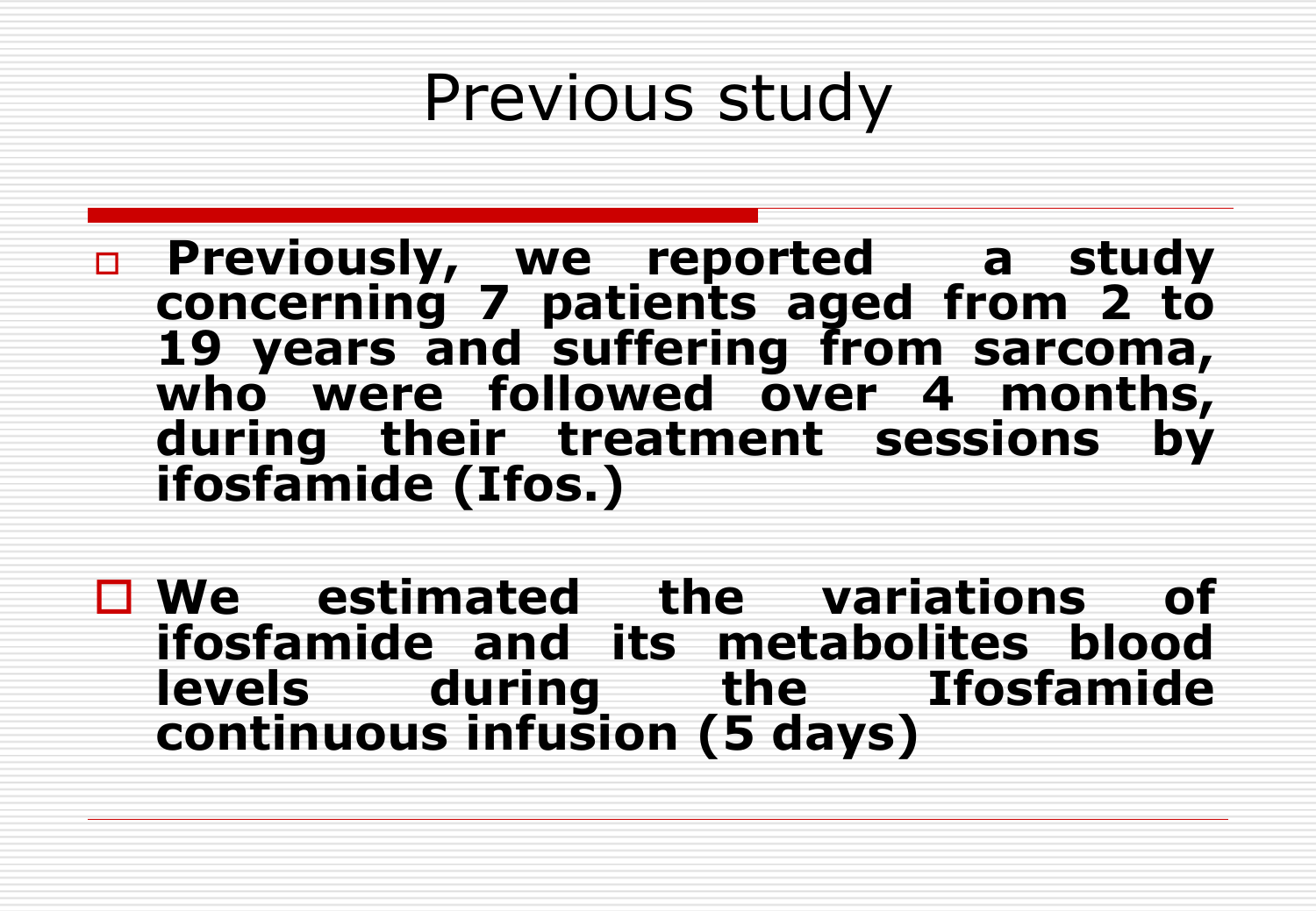# Previous study

- **Previously, we reported a study concerning 7 patients aged from 2 to 19 years and suffering from sarcoma, who were followed over 4 months, during their treatment sessions by ifosfamide (Ifos.)**

- **We estimated the variations of ifosfamide and its metabolites blood levels during the Ifosfamide continuous infusion (5 days)**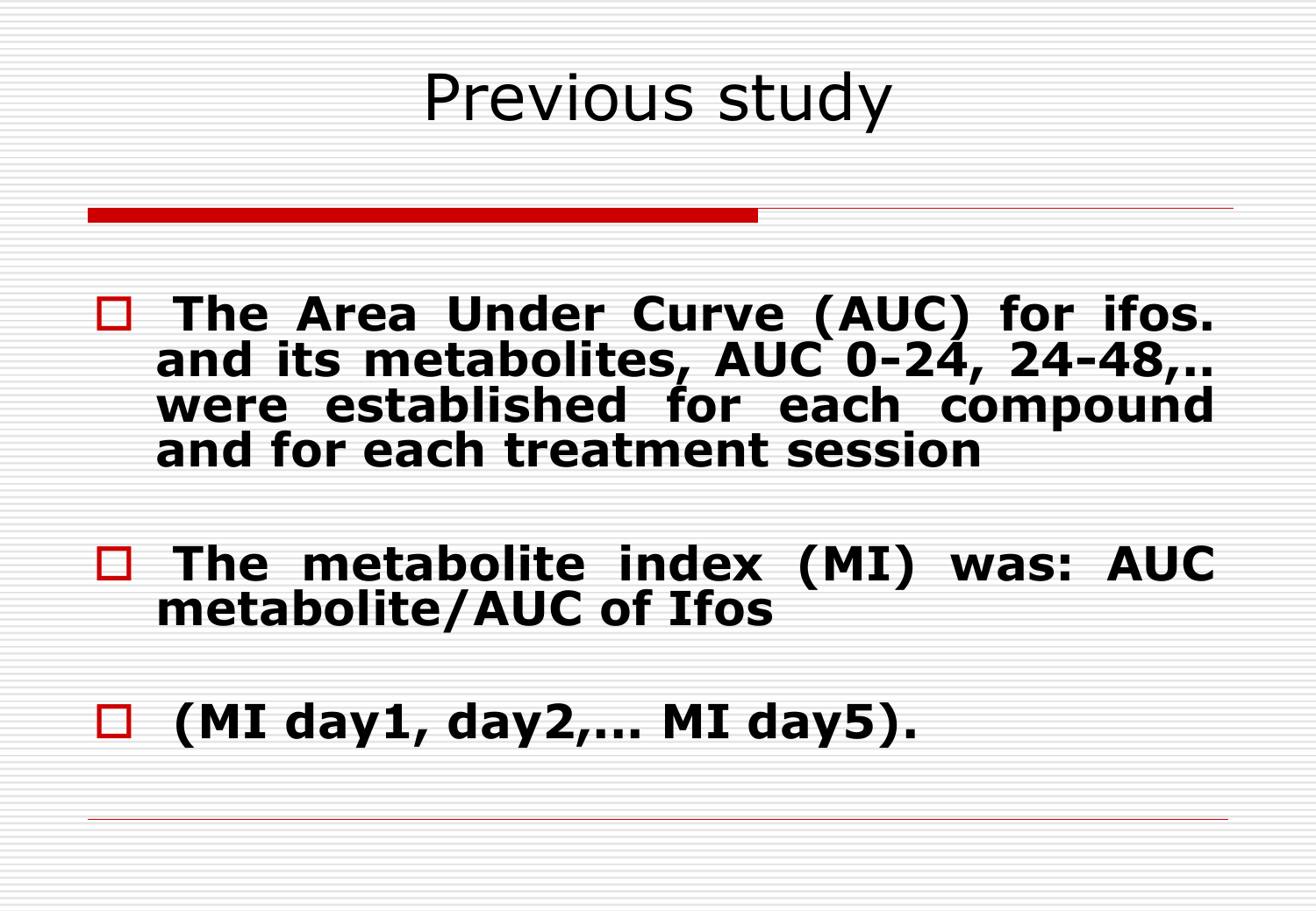# Previous study

- **The Area Under Curve (AUC) for ifos. and its metabolites, AUC 0-24, 24-48,.. were established for each compound and for each treatment session**
- **The metabolite index (MI) was: AUC metabolite/AUC of Ifos**
- **(MI day1, day2,... MI day5).**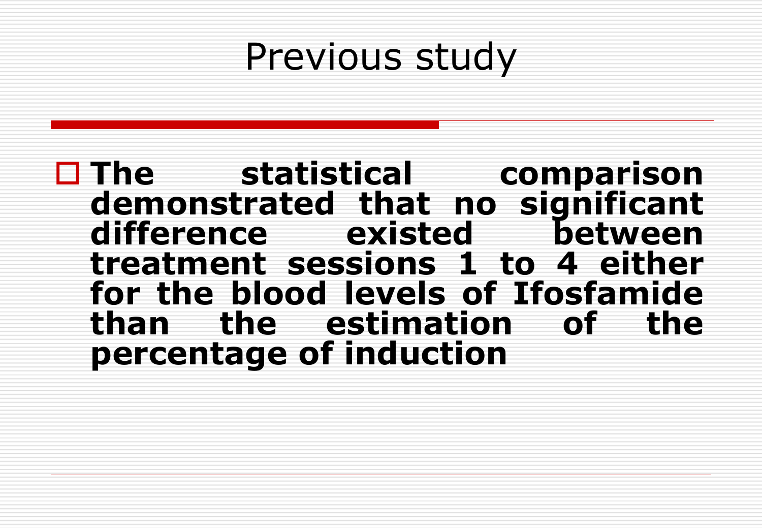# Previous study

- **The statistical comparison demonstrated that no significant difference existed between treatment sessions 1 to 4 either for the blood levels of Ifosfamide than the estimation of the percentage of induction**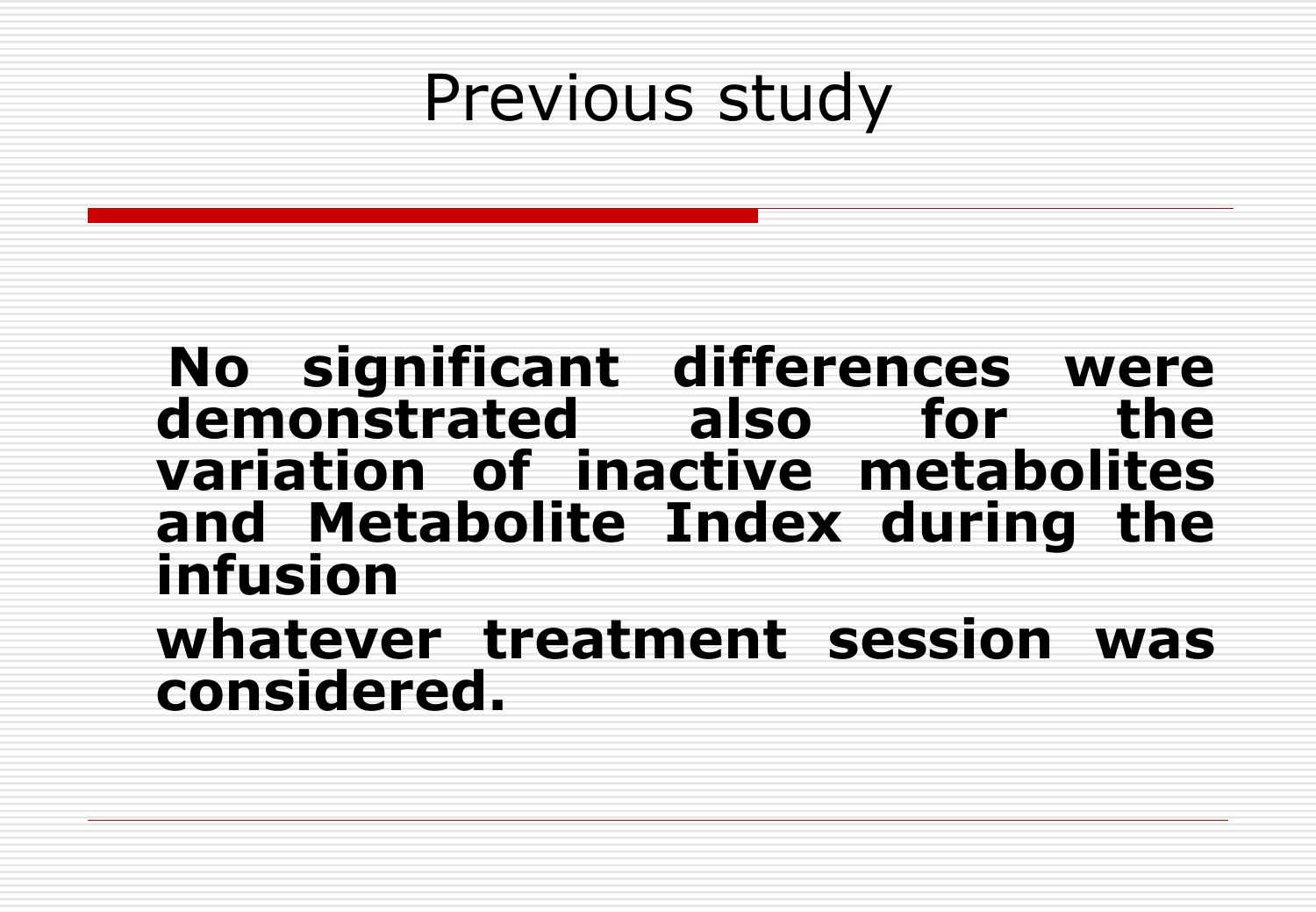# Previous study

**No significant differences were demonstrated also for the variation of inactive metabolites and Metabolite Index during the infusion**

**whatever treatment session was considered.**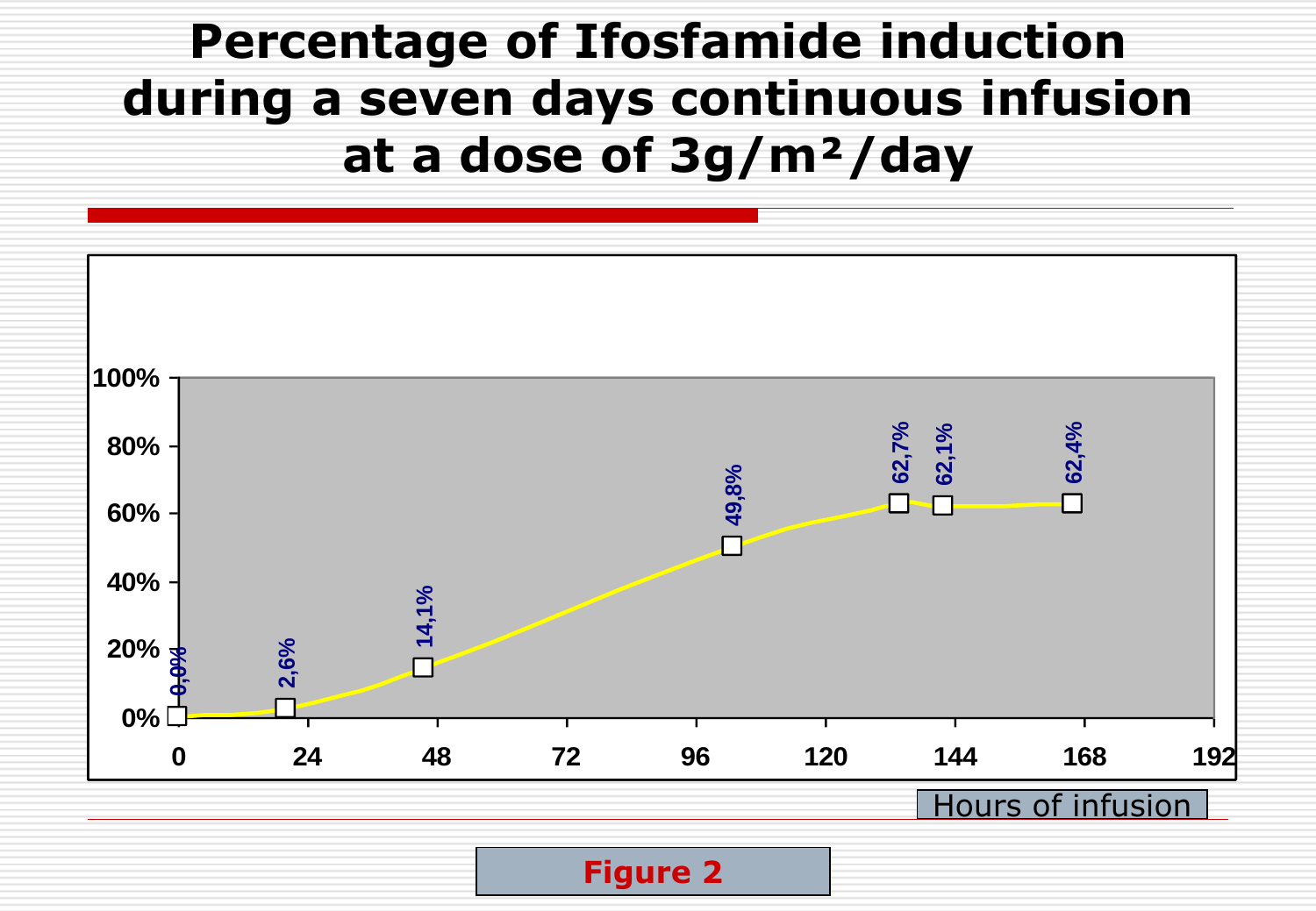# Percentage of Ifosfamide induction during a seven days continuous infusion at a dose of 3g/m²/day

| Hours of infusion (approx.) | Percentage of induction |
|---|---|
| 0 | 0,0% |
| ~20 | 2,6% |
| ~45 | 14,1% |
| ~103 | 49,8% |
| ~134 | 62,7% |
| ~142 | 62,1% |
| ~166 | 62,4% |

Hours of infusion

**Figure 2**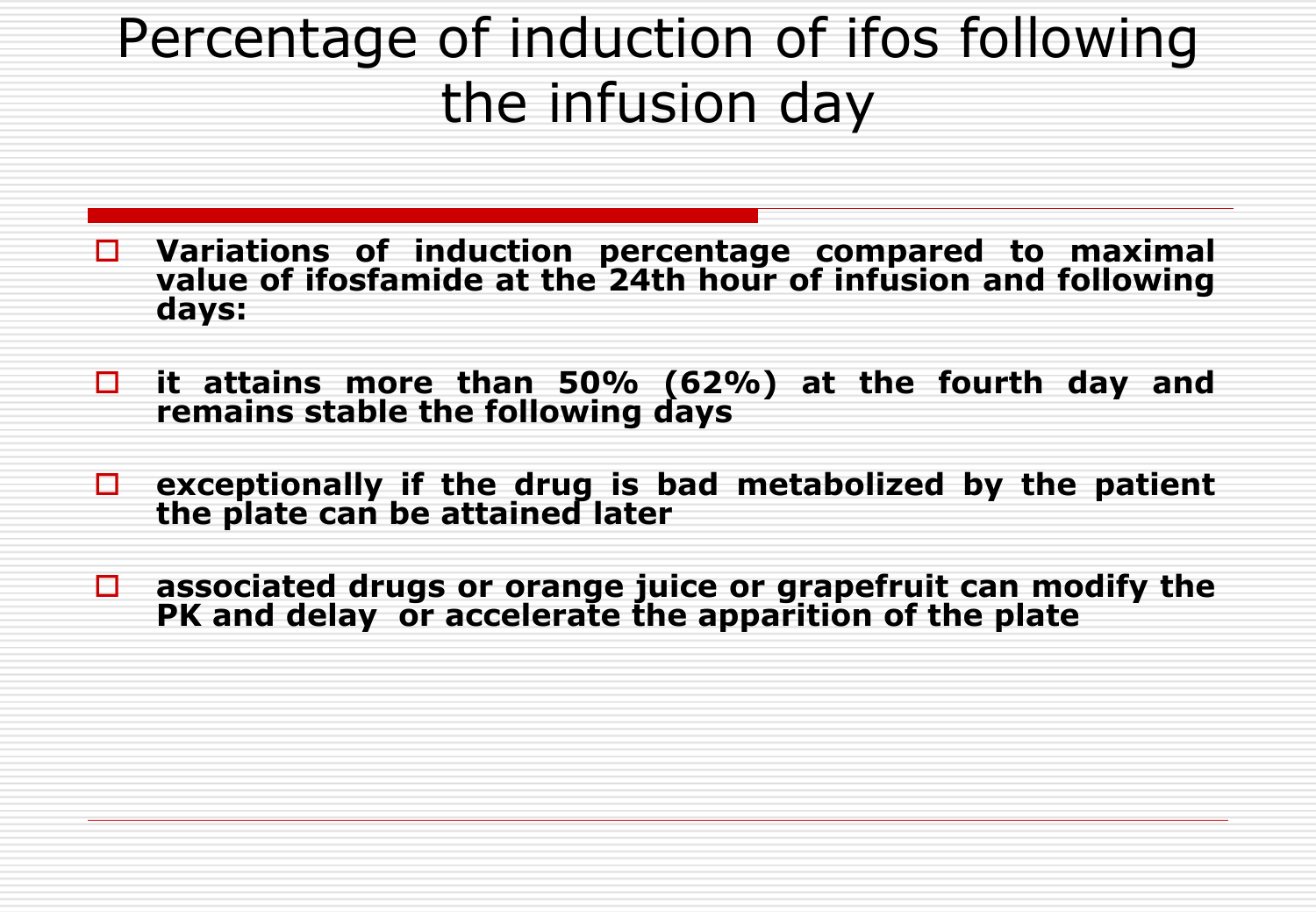# Percentage of induction of ifos following the infusion day

- **Variations of induction percentage compared to maximal value of ifosfamide at the 24th hour of infusion and following days:**
- **it attains more than 50% (62%) at the fourth day and remains stable the following days**
- **exceptionally if the drug is bad metabolized by the patient the plate can be attained later**
- **associated drugs or orange juice or grapefruit can modify the PK and delay or accelerate the apparition of the plate**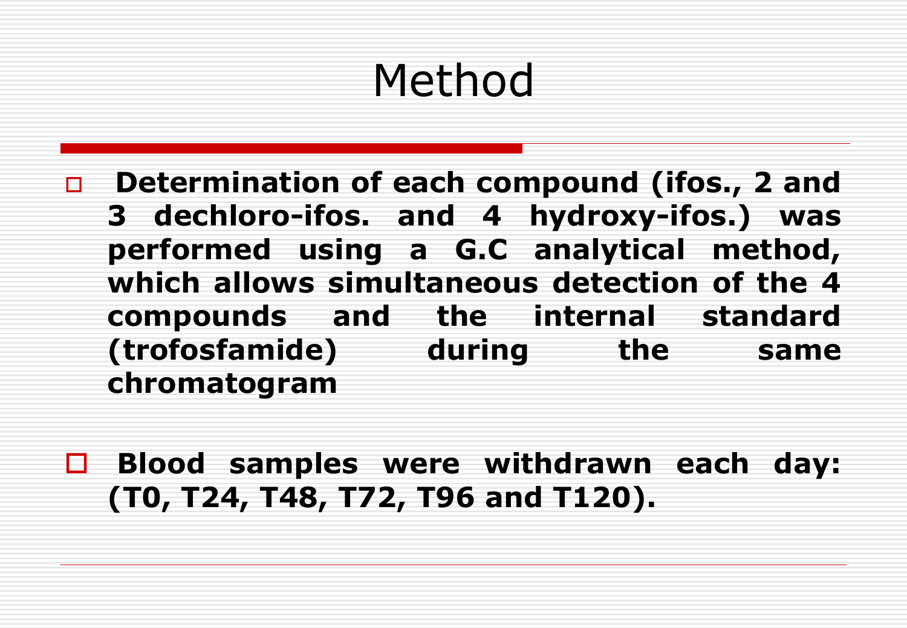# Method

- **Determination of each compound (ifos., 2 and 3 dechloro-ifos. and 4 hydroxy-ifos.) was performed using a G.C analytical method, which allows simultaneous detection of the 4 compounds and the internal standard (trofosfamide) during the same chromatogram**

- **Blood samples were withdrawn each day: (T0, T24, T48, T72, T96 and T120).**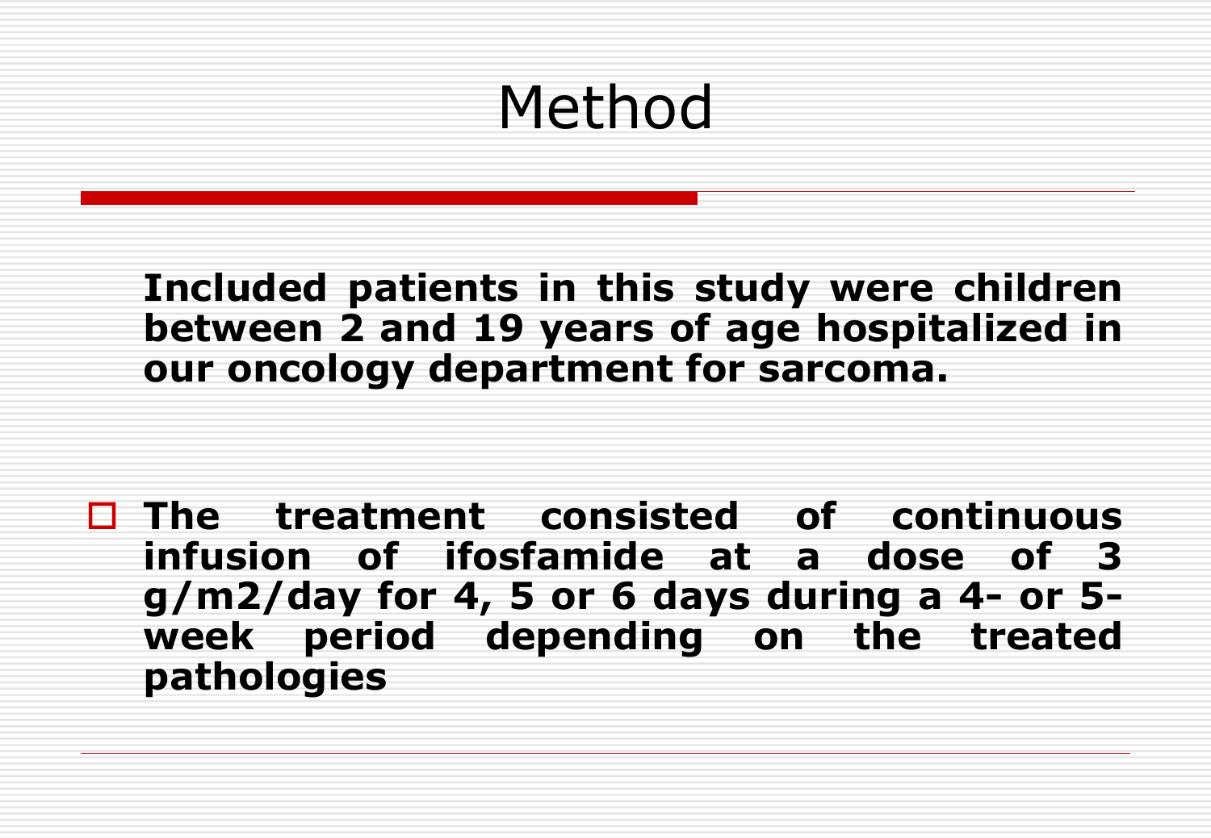# Method

**Included patients in this study were children between 2 and 19 years of age hospitalized in our oncology department for sarcoma.**

- **The treatment consisted of continuous infusion of ifosfamide at a dose of 3 g/m2/day for 4, 5 or 6 days during a 4- or 5-week period depending on the treated pathologies**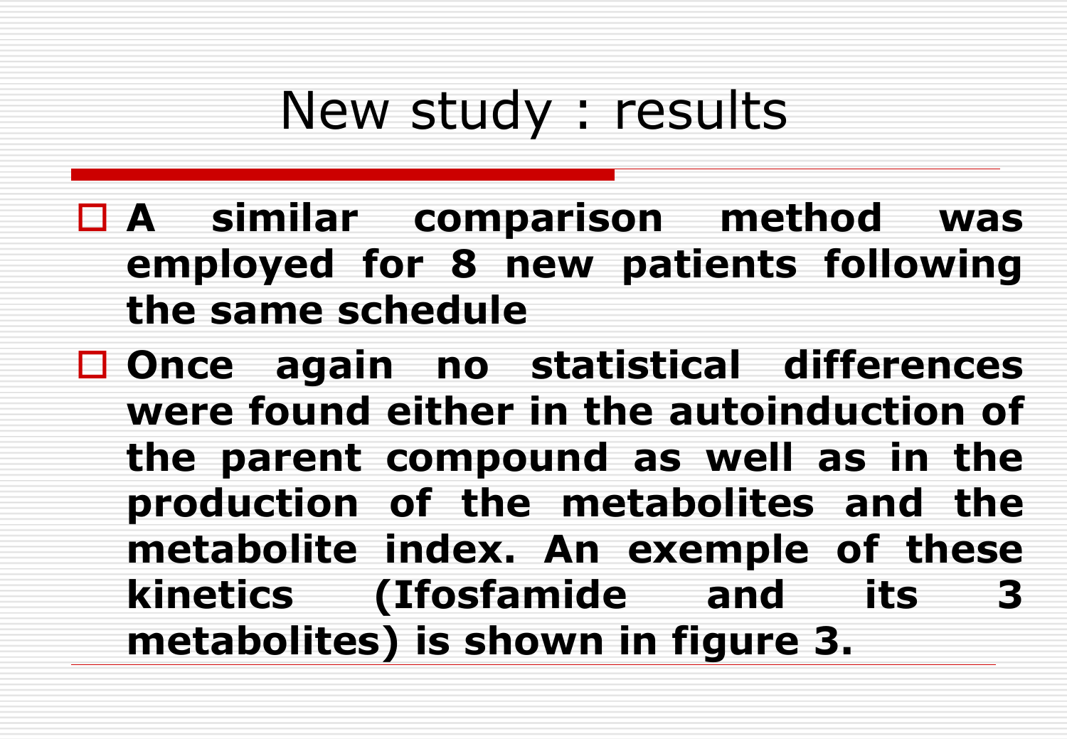# New study : results

- **A similar comparison method was employed for 8 new patients following the same schedule**
- **Once again no statistical differences were found either in the autoinduction of the parent compound as well as in the production of the metabolites and the metabolite index. An exemple of these kinetics (Ifosfamide and its 3 metabolites) is shown in figure 3.**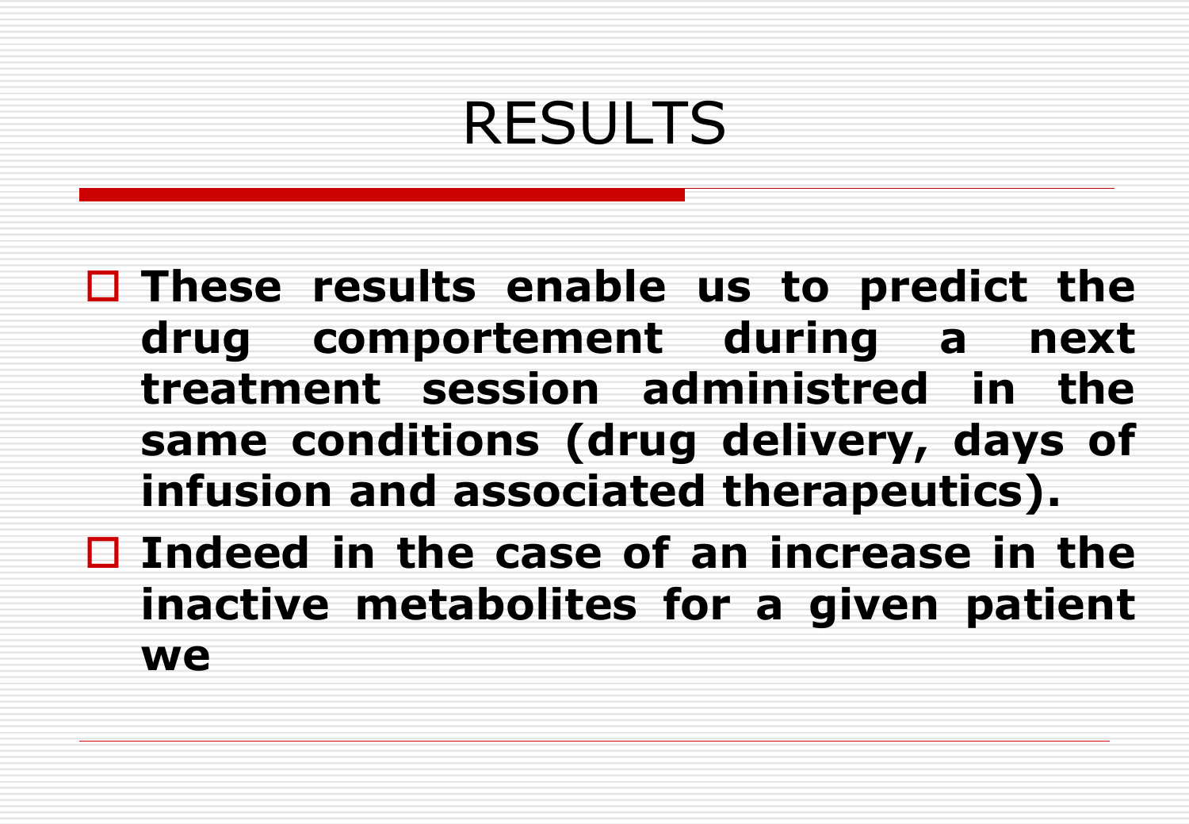# RESULTS

- **These results enable us to predict the drug comportement during a next treatment session administred in the same conditions (drug delivery, days of infusion and associated therapeutics).**
- **Indeed in the case of an increase in the inactive metabolites for a given patient we**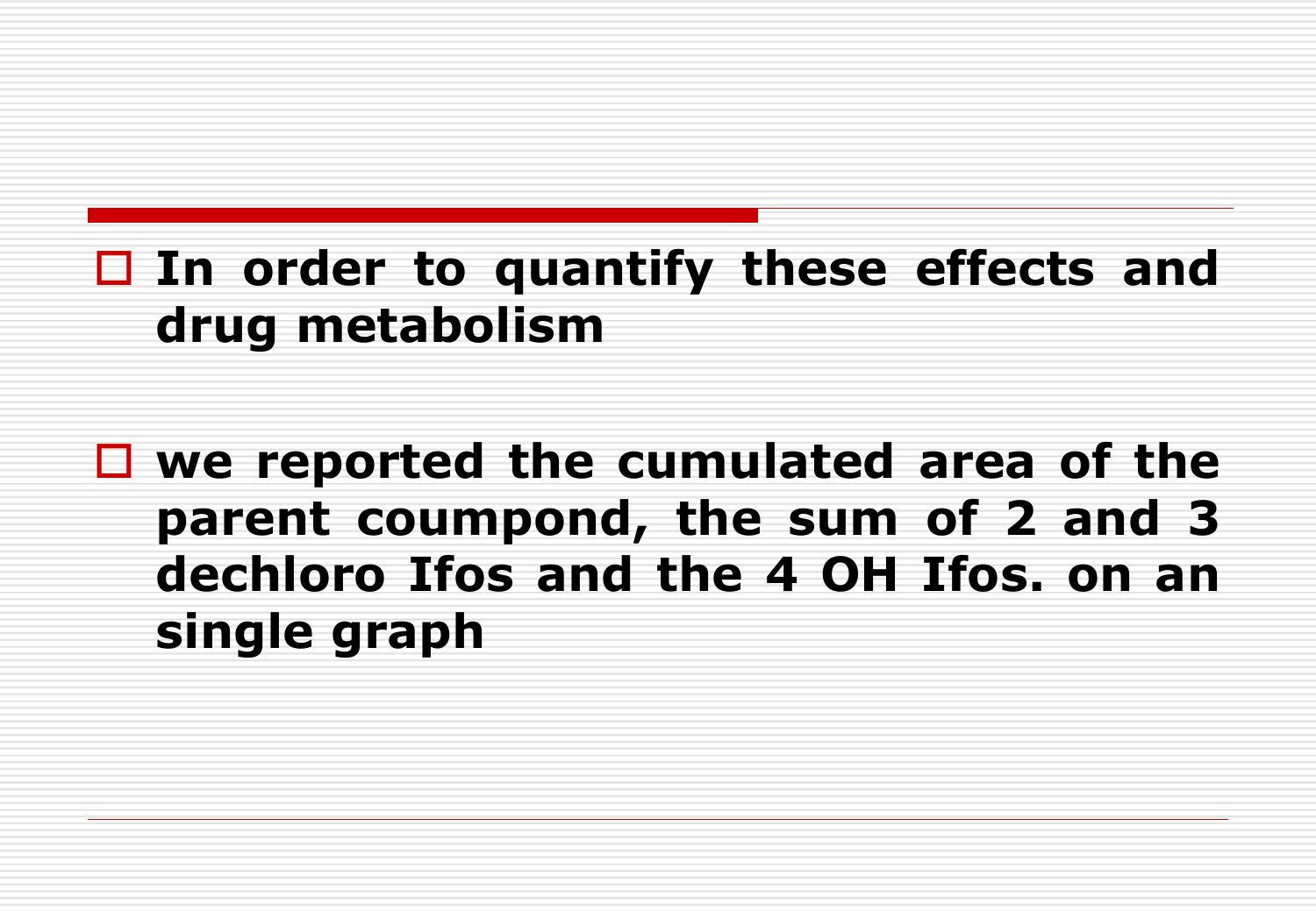- **In order to quantify these effects and drug metabolism**

- **we reported the cumulated area of the parent coumpond, the sum of 2 and 3 dechloro Ifos and the 4 OH Ifos. on an single graph**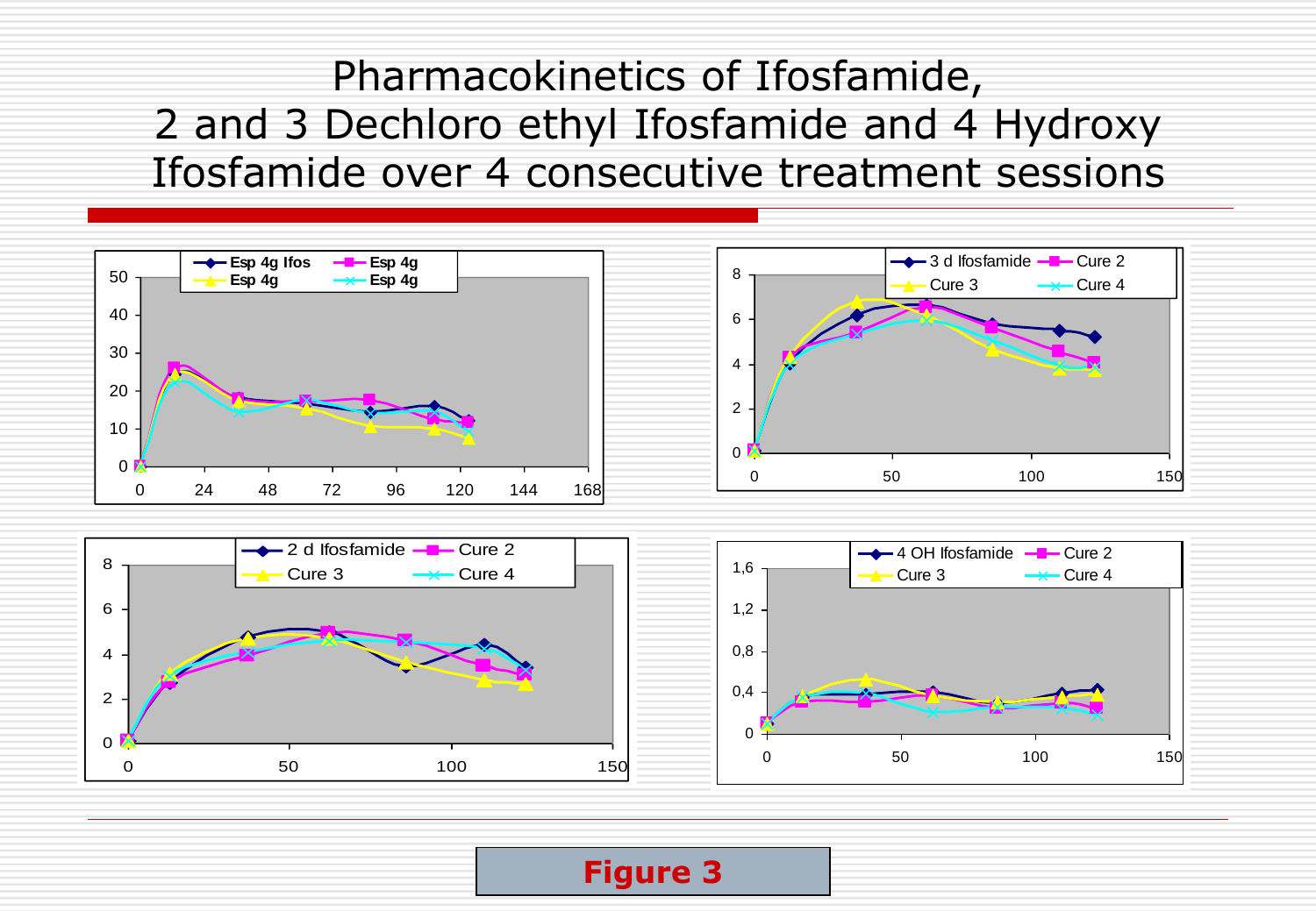# Pharmacokinetics of Ifosfamide, 2 and 3 Dechloro ethyl Ifosfamide and 4 Hydroxy Ifosfamide over 4 consecutive treatment sessions

Figure 3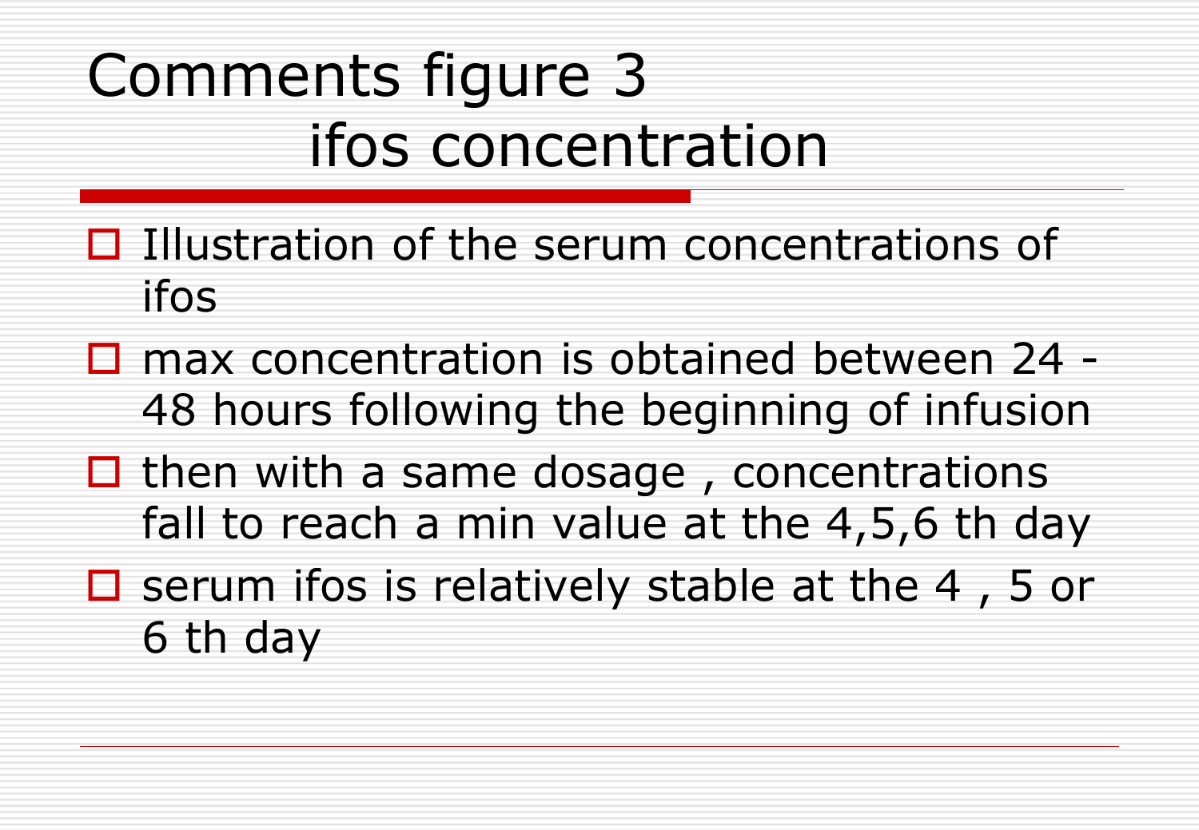# Comments figure 3 ifos concentration

- Illustration of the serum concentrations of ifos
- max concentration is obtained between 24 - 48 hours following the beginning of infusion
- then with a same dosage , concentrations fall to reach a min value at the 4,5,6 th day
- serum ifos is relatively stable at the 4 , 5 or 6 th day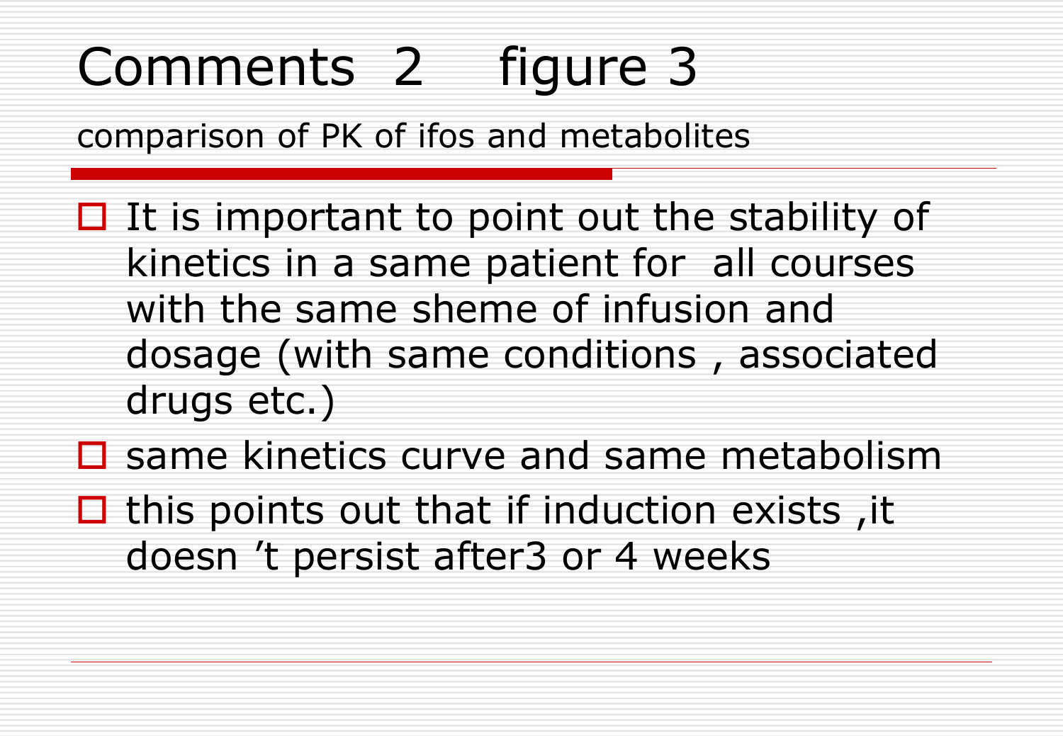# Comments 2 figure 3

comparison of PK of ifos and metabolites

- It is important to point out the stability of kinetics in a same patient for all courses with the same sheme of infusion and dosage (with same conditions , associated drugs etc.)
- same kinetics curve and same metabolism
- this points out that if induction exists ,it doesn 't persist after3 or 4 weeks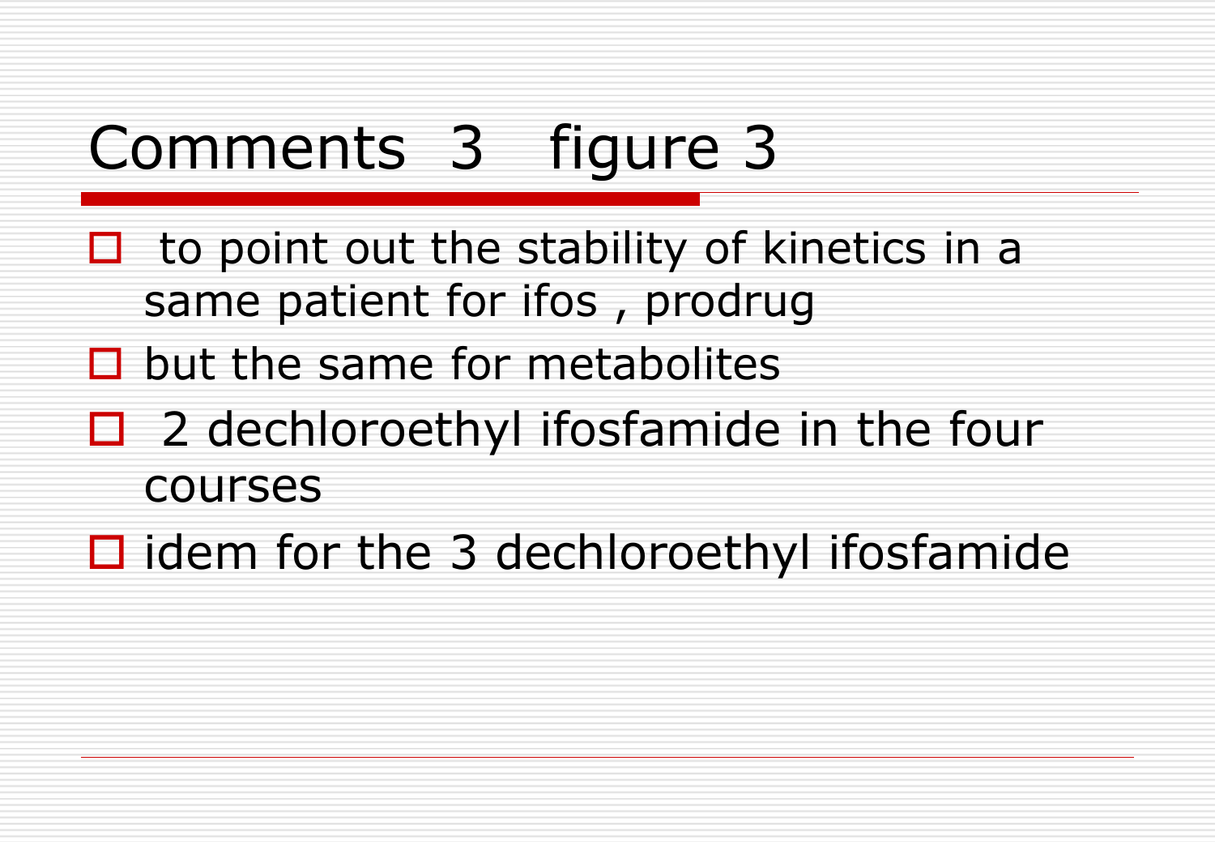# Comments 3 figure 3

- to point out the stability of kinetics in a same patient for ifos , prodrug
- but the same for metabolites
- 2 dechloroethyl ifosfamide in the four courses
- idem for the 3 dechloroethyl ifosfamide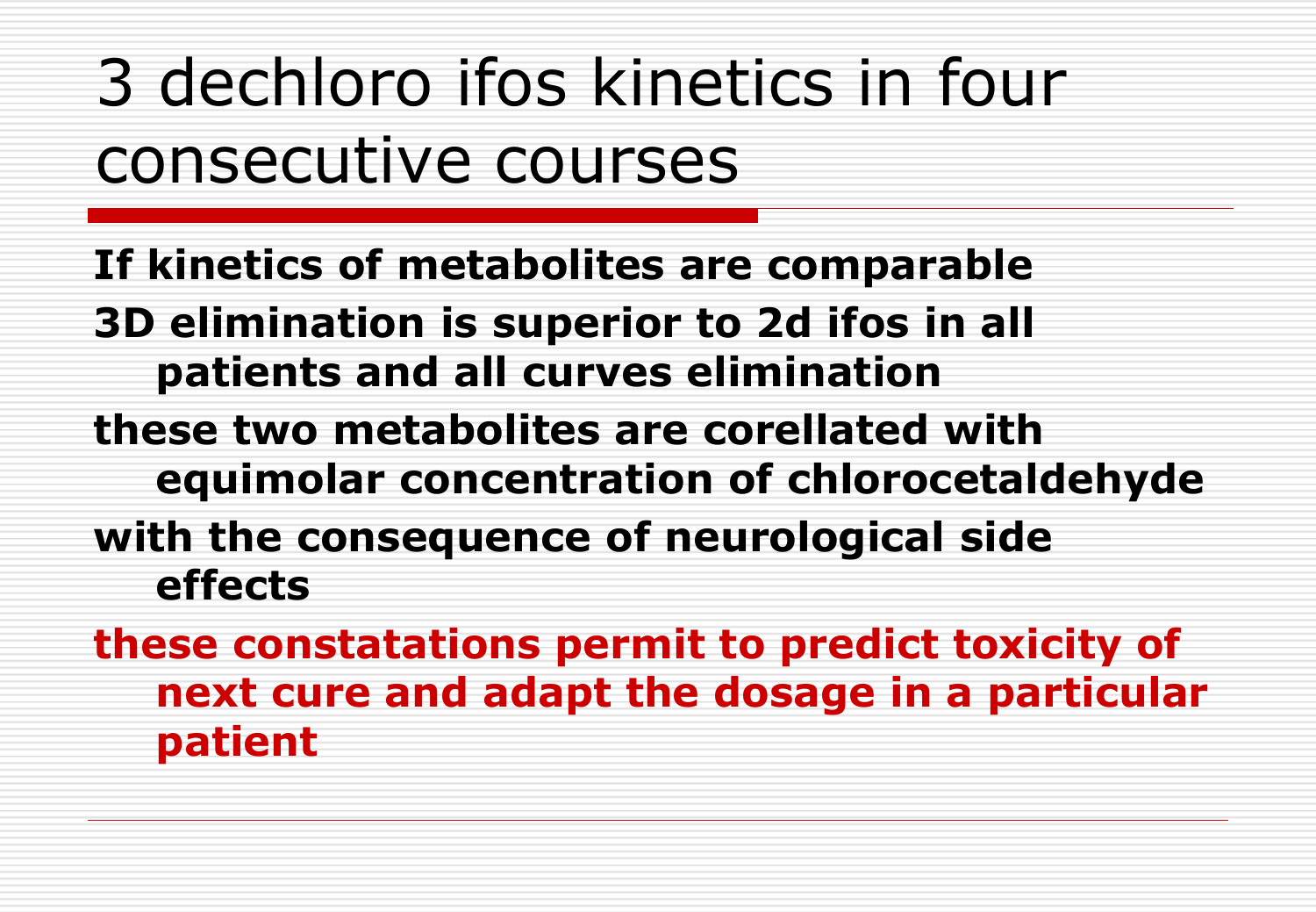# 3 dechloro ifos kinetics in four consecutive courses

**If kinetics of metabolites are comparable**

**3D elimination is superior to 2d ifos in all patients and all curves elimination**

**these two metabolites are corellated with equimolar concentration of chlorocetaldehyde**

**with the consequence of neurological side effects**

**these constatations permit to predict toxicity of next cure and adapt the dosage in a particular patient**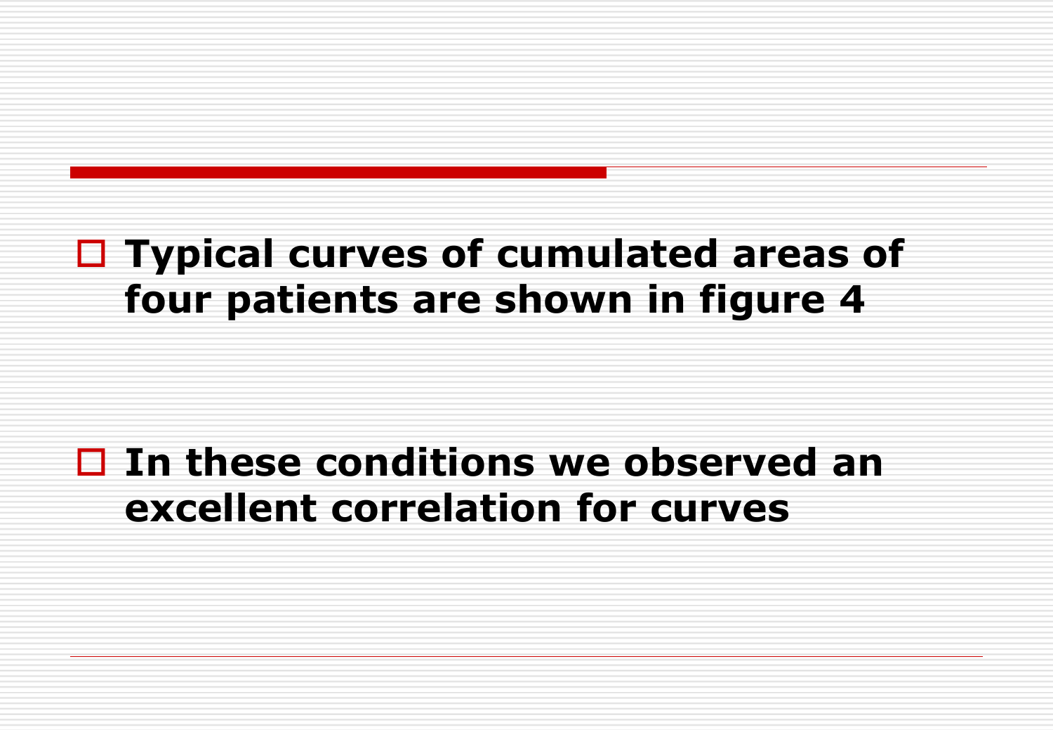- **Typical curves of cumulated areas of four patients are shown in figure 4**

- **In these conditions we observed an excellent correlation for curves**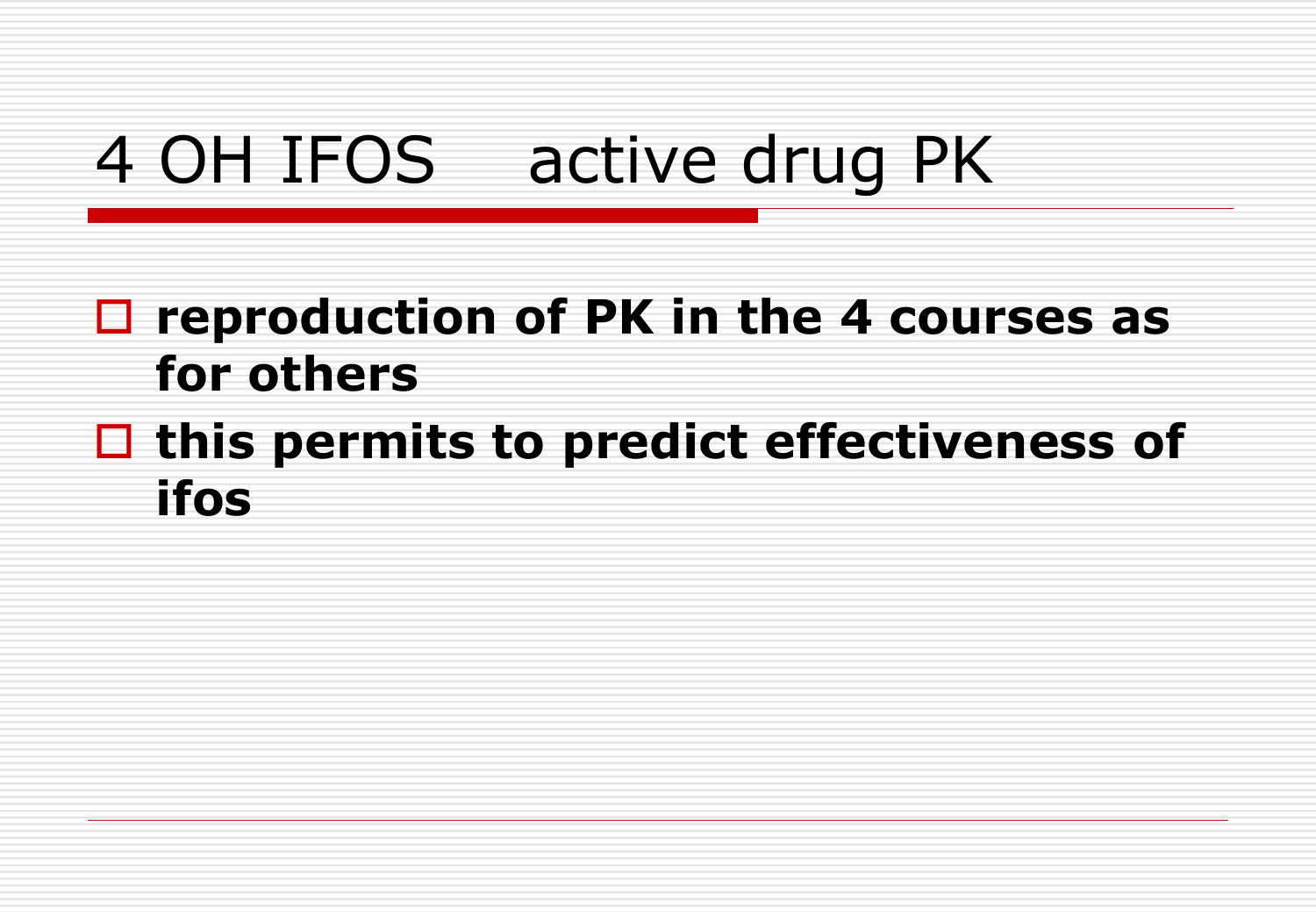# 4 OH IFOS active drug PK

- **reproduction of PK in the 4 courses as for others**
- **this permits to predict effectiveness of ifos**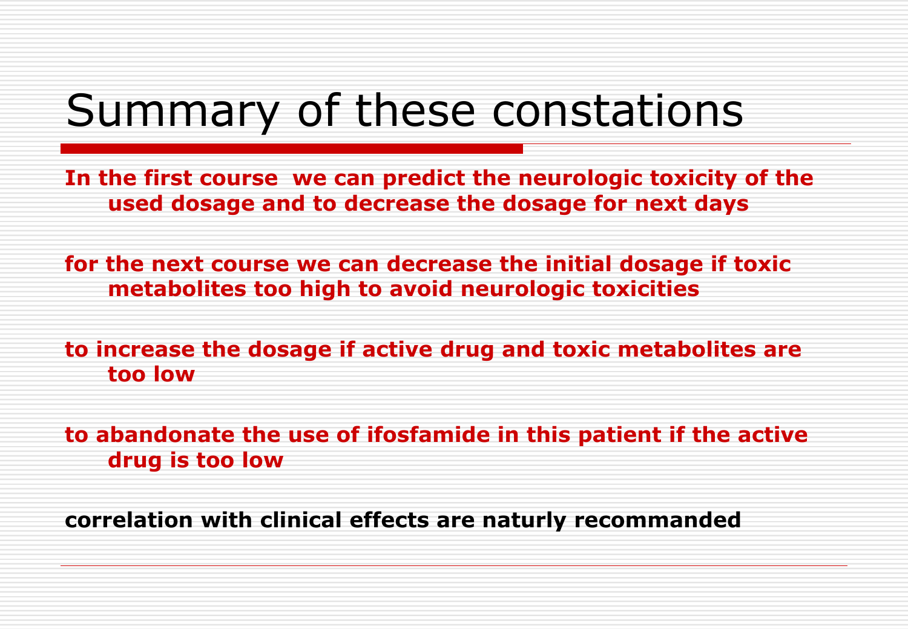# Summary of these constations

**In the first course we can predict the neurologic toxicity of the used dosage and to decrease the dosage for next days**

**for the next course we can decrease the initial dosage if toxic metabolites too high to avoid neurologic toxicities**

**to increase the dosage if active drug and toxic metabolites are too low**

**to abandonate the use of ifosfamide in this patient if the active drug is too low**

**correlation with clinical effects are naturly recommanded**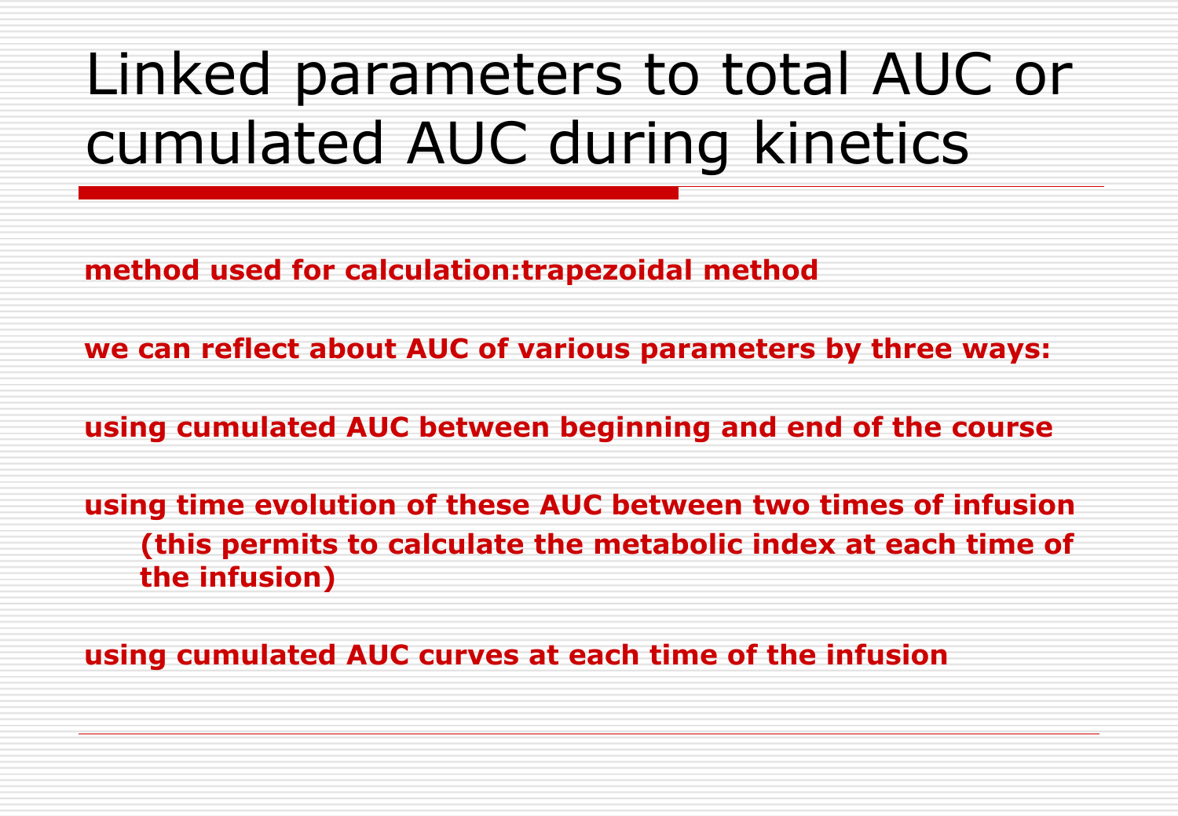# Linked parameters to total AUC or cumulated AUC during kinetics

**method used for calculation:trapezoidal method**

**we can reflect about AUC of various parameters by three ways:**

**using cumulated AUC between beginning and end of the course**

**using time evolution of these AUC between two times of infusion**
**(this permits to calculate the metabolic index at each time of the infusion)**

**using cumulated AUC curves at each time of the infusion**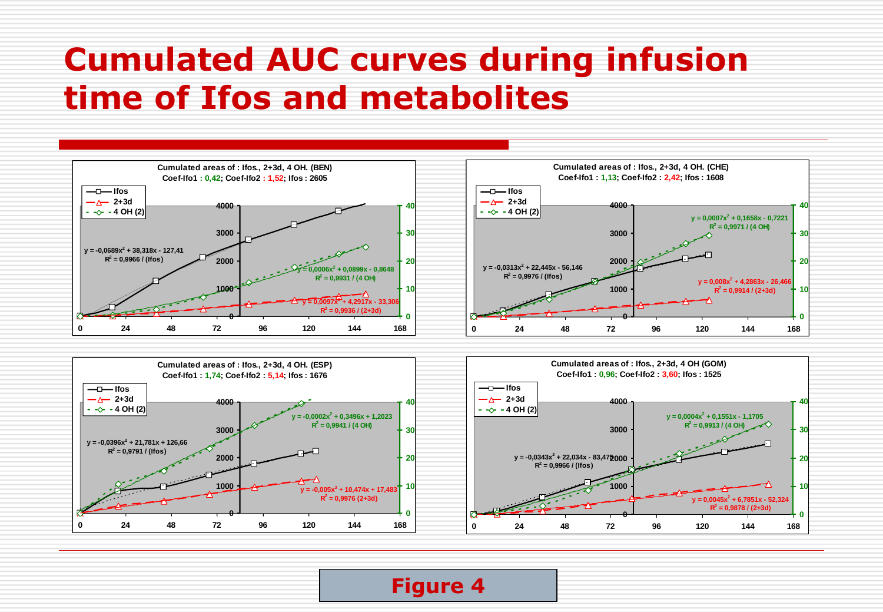# Cumulated AUC curves during infusion time of Ifos and metabolites

**Cumulated areas of : Ifos., 2+3d, 4 OH. (BEN)**
Coef-Ifo1 : 0,42; Coef-Ifo2 : 1,52; Ifos : 2605

- Ifos: $y = -0,0689x^2 + 38,318x - 127,41$; $R^2 = 0,9966$ / (Ifos)
- 4 OH: $y = 0,0006x^2 + 0,0899x - 0,8648$; $R^2 = 0,9931$ / (4 OH)
- 2+3d: $y = 0,0097x^2 + 4,2917x - 33,306$; $R^2 = 0,9936$ / (2+3d)

**Cumulated areas of : Ifos., 2+3d, 4 OH. (CHE)**
Coef-Ifo1 : 1,13; Coef-Ifo2 : 2,42; Ifos : 1608

- 4 OH: $y = 0,0007x^2 + 0,1658x - 0,7221$; $R^2 = 0,9971$ / (4 OH)
- Ifos: $y = -0,0313x^2 + 22,445x - 56,146$; $R^2 = 0,9976$ / (Ifos)
- 2+3d: $y = 0,008x^2 + 4,2863x - 26,466$; $R^2 = 0,9914$ / (2+3d)

**Cumulated areas of : Ifos., 2+3d, 4 OH. (ESP)**
Coef-Ifo1 : 1,74; Coef-Ifo2 : 5,14; Ifos : 1676

- 4 OH: $y = 0,0002x^2 + 0,3496x + 1,2023$; $R^2 = 0,9941$ / (4 OH)
- Ifos: $y = -0,0396x^2 + 21,781x + 126,66$; $R^2 = 0,9791$ / (Ifos)
- 2+3d: $y = -0,005x^2 + 10,474x + 17,483$; $R^2 = 0,9976$ (2+3d)

**Cumulated areas of : Ifos., 2+3d, 4 OH (GOM)**
Coef-Ifo1 : 0,96; Coef-Ifo2 : 3,60; Ifos : 1525

- 4 OH: $y = 0,0004x^2 + 0,1551x - 1,1705$; $R^2 = 0,9913$ / (4 OH)
- Ifos: $y = -0,0343x^2 + 22,034x - 83,475$; $R^2 = 0,9966$ / (Ifos)
- 2+3d: $y = 0,0045x^2 + 6,7851x - 52,324$; $R^2 = 0,9878$ / (2+3d)

Figure 4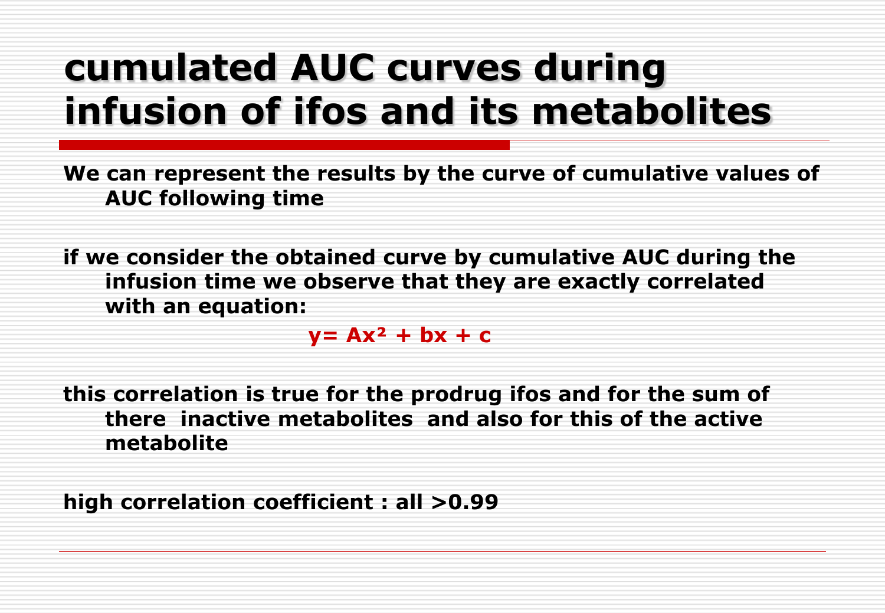# cumulated AUC curves during infusion of ifos and its metabolites

**We can represent the results by the curve of cumulative values of AUC following time**

**if we consider the obtained curve by cumulative AUC during the infusion time we observe that they are exactly correlated with an equation:**

$$y = Ax^2 + bx + c$$

**this correlation is true for the prodrug ifos and for the sum of there inactive metabolites and also for this of the active metabolite**

**high correlation coefficient : all >0.99**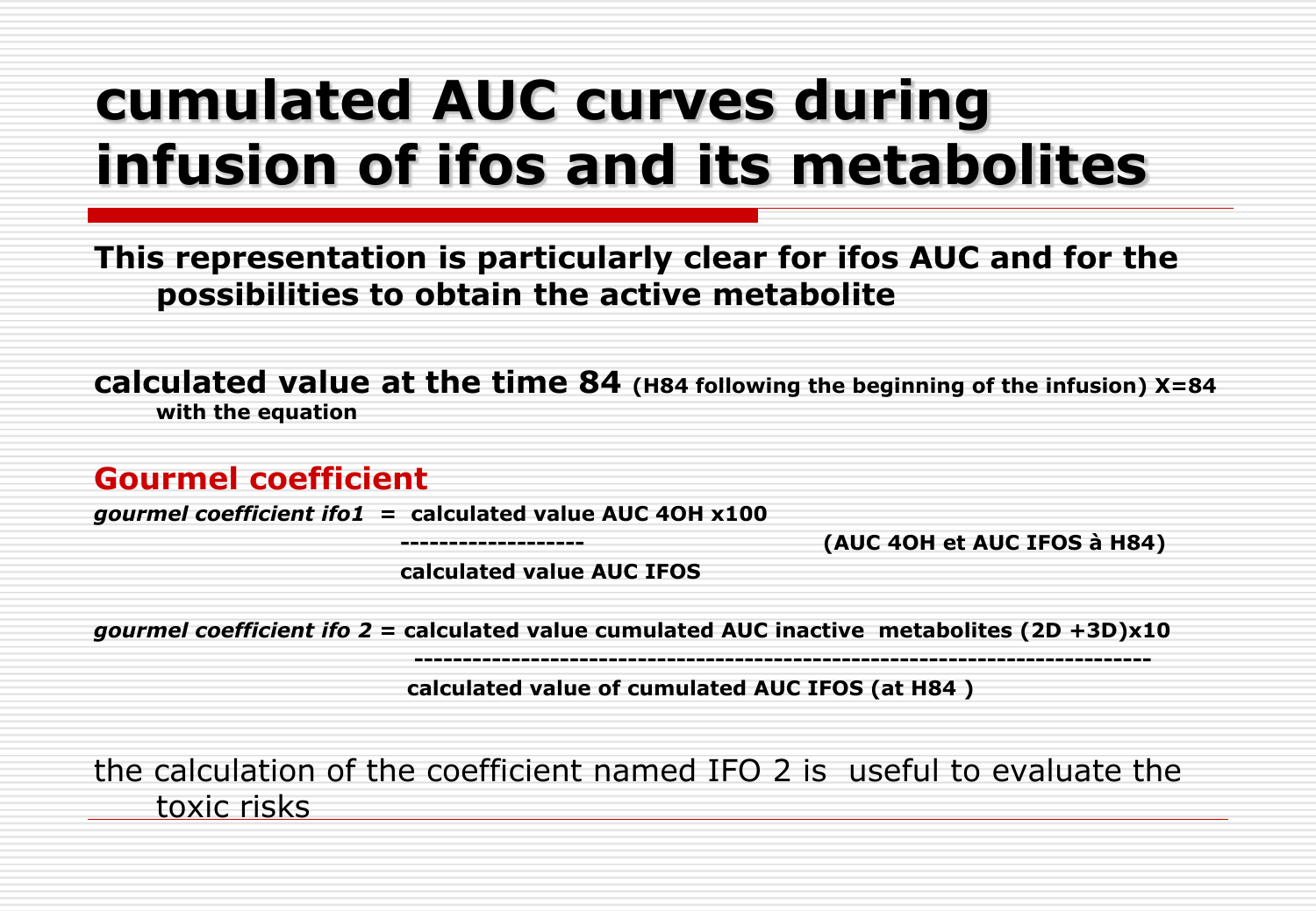# cumulated AUC curves during infusion of ifos and its metabolites

**This representation is particularly clear for ifos AUC and for the possibilities to obtain the active metabolite**

**calculated value at the time 84** **(H84 following the beginning of the infusion) X=84 with the equation**

## Gourmel coefficient

$$\textit{gourmel coefficient ifo1} = \frac{\text{calculated value AUC 4OH} \times 100}{\text{calculated value AUC IFOS}}$$

**(AUC 4OH et AUC IFOS à H84)**

$$\textit{gourmel coefficient ifo 2} = \frac{\text{calculated value cumulated AUC inactive metabolites (2D + 3D)} \times 10}{\text{calculated value of cumulated AUC IFOS (at H84)}}$$

the calculation of the coefficient named IFO 2 is useful to evaluate the toxic risks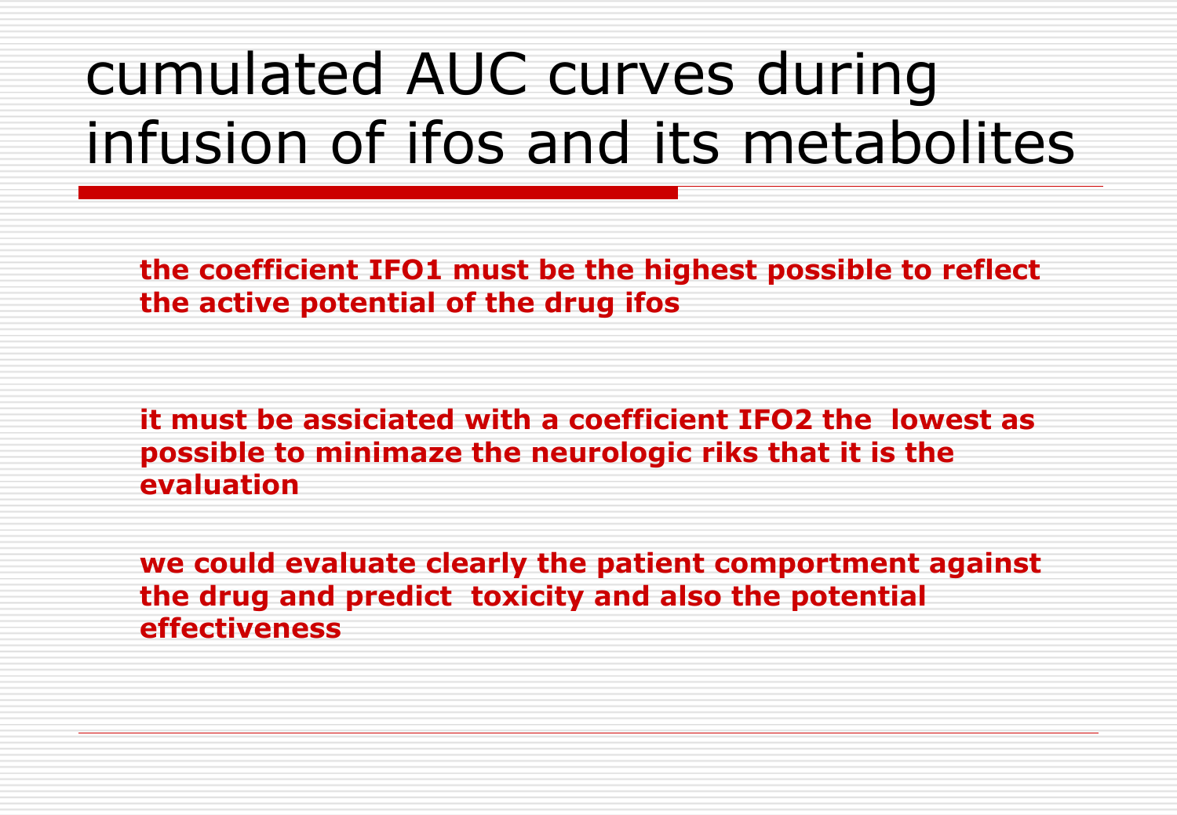# cumulated AUC curves during infusion of ifos and its metabolites

**the coefficient IFO1 must be the highest possible to reflect the active potential of the drug ifos**

**it must be assiciated with a coefficient IFO2 the lowest as possible to minimaze the neurologic riks that it is the evaluation**

**we could evaluate clearly the patient comportment against the drug and predict toxicity and also the potential effectiveness**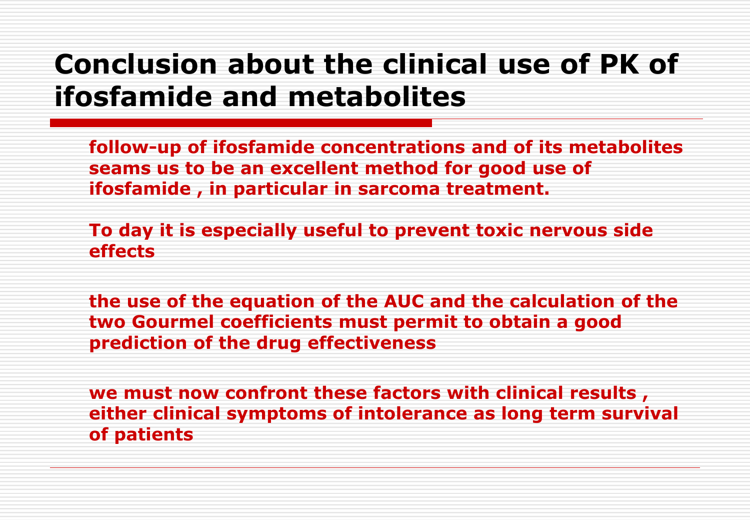# Conclusion about the clinical use of PK of ifosfamide and metabolites

**follow-up of ifosfamide concentrations and of its metabolites seams us to be an excellent method for good use of ifosfamide , in particular in sarcoma treatment.**

**To day it is especially useful to prevent toxic nervous side effects**

**the use of the equation of the AUC and the calculation of the two Gourmel coefficients must permit to obtain a good prediction of the drug effectiveness**

**we must now confront these factors with clinical results , either clinical symptoms of intolerance as long term survival of patients**